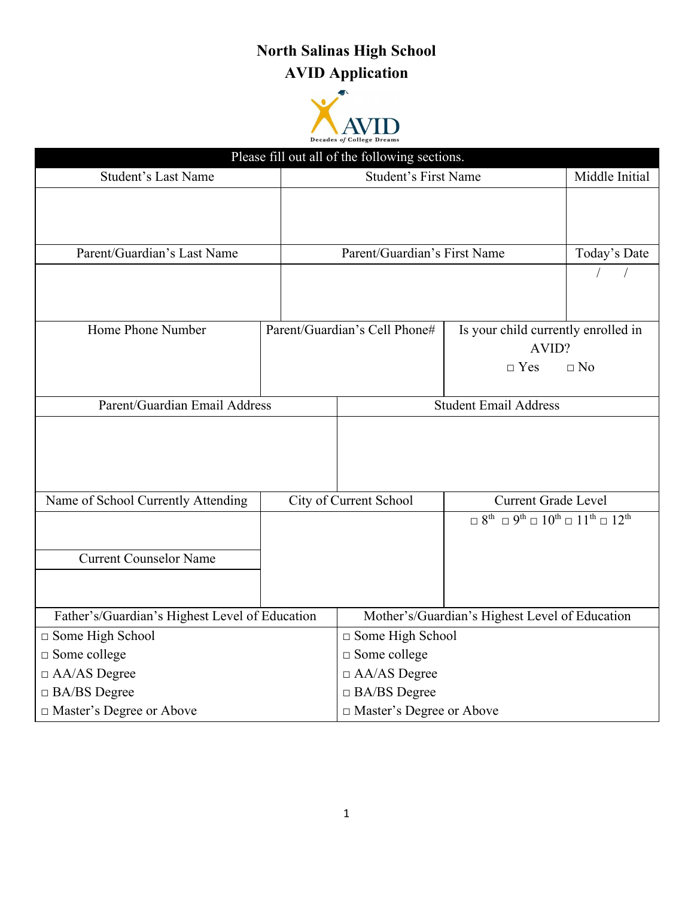# North Salinas High School
## AVID Application

AVID
Decades *of* College Dreams

**Please fill out all of the following sections.**

| Student's Last Name | Student's First Name | Middle Initial |
|---|---|---|
| | | |

| Parent/Guardian's Last Name | Parent/Guardian's First Name | Today's Date |
|---|---|---|
| | | / / |

| Home Phone Number | Parent/Guardian's Cell Phone# | Is your child currently enrolled in AVID? |
|---|---|---|
| | | □ Yes □ No |

| Parent/Guardian Email Address | Student Email Address |
|---|---|
| | |

| Name of School Currently Attending | City of Current School | Current Grade Level |
|---|---|---|
| | | □ 8th □ 9th □ 10th □ 11th □ 12th |
| **Current Counselor Name** | | |
| | | |

| Father's/Guardian's Highest Level of Education | Mother's/Guardian's Highest Level of Education |
|---|---|
| □ Some High School | □ Some High School |
| □ Some college | □ Some college |
| □ AA/AS Degree | □ AA/AS Degree |
| □ BA/BS Degree | □ BA/BS Degree |
| □ Master's Degree or Above | □ Master's Degree or Above |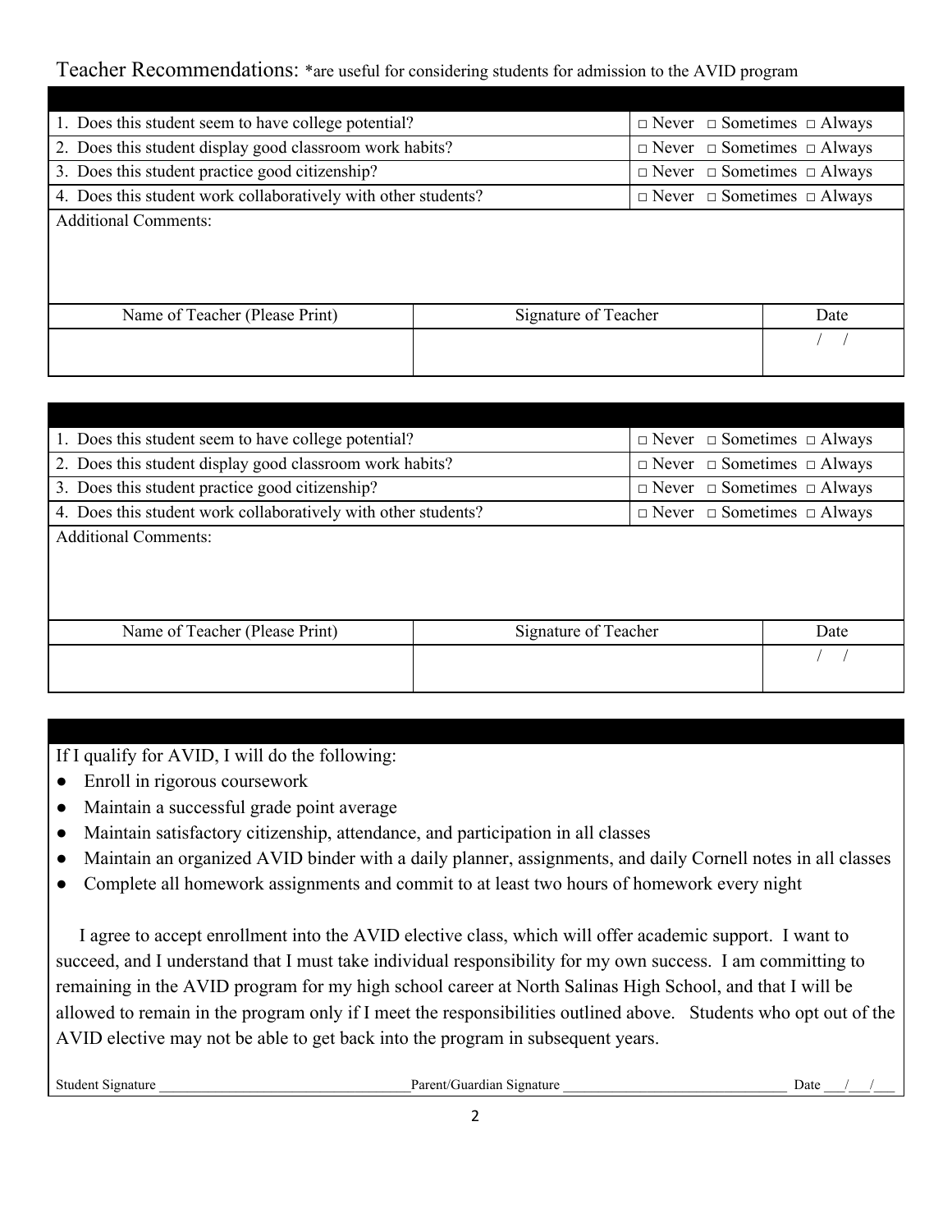Teacher Recommendations: *are useful for considering students for admission to the AVID program

| | |
|---|---|
| 1. Does this student seem to have college potential? | □ Never □ Sometimes □ Always |
| 2. Does this student display good classroom work habits? | □ Never □ Sometimes □ Always |
| 3. Does this student practice good citizenship? | □ Never □ Sometimes □ Always |
| 4. Does this student work collaboratively with other students? | □ Never □ Sometimes □ Always |
| Additional Comments: | |

| Name of Teacher (Please Print) | Signature of Teacher | Date |
|---|---|---|
| | | / / |

| | |
|---|---|
| 1. Does this student seem to have college potential? | □ Never □ Sometimes □ Always |
| 2. Does this student display good classroom work habits? | □ Never □ Sometimes □ Always |
| 3. Does this student practice good citizenship? | □ Never □ Sometimes □ Always |
| 4. Does this student work collaboratively with other students? | □ Never □ Sometimes □ Always |
| Additional Comments: | |

| Name of Teacher (Please Print) | Signature of Teacher | Date |
|---|---|---|
| | | / / |

If I qualify for AVID, I will do the following:

- Enroll in rigorous coursework
- Maintain a successful grade point average
- Maintain satisfactory citizenship, attendance, and participation in all classes
- Maintain an organized AVID binder with a daily planner, assignments, and daily Cornell notes in all classes
- Complete all homework assignments and commit to at least two hours of homework every night

I agree to accept enrollment into the AVID elective class, which will offer academic support. I want to succeed, and I understand that I must take individual responsibility for my own success. I am committing to remaining in the AVID program for my high school career at North Salinas High School, and that I will be allowed to remain in the program only if I meet the responsibilities outlined above. Students who opt out of the AVID elective may not be able to get back into the program in subsequent years.

Student Signature ________________________________ Parent/Guardian Signature ______________________________ Date ___/___/___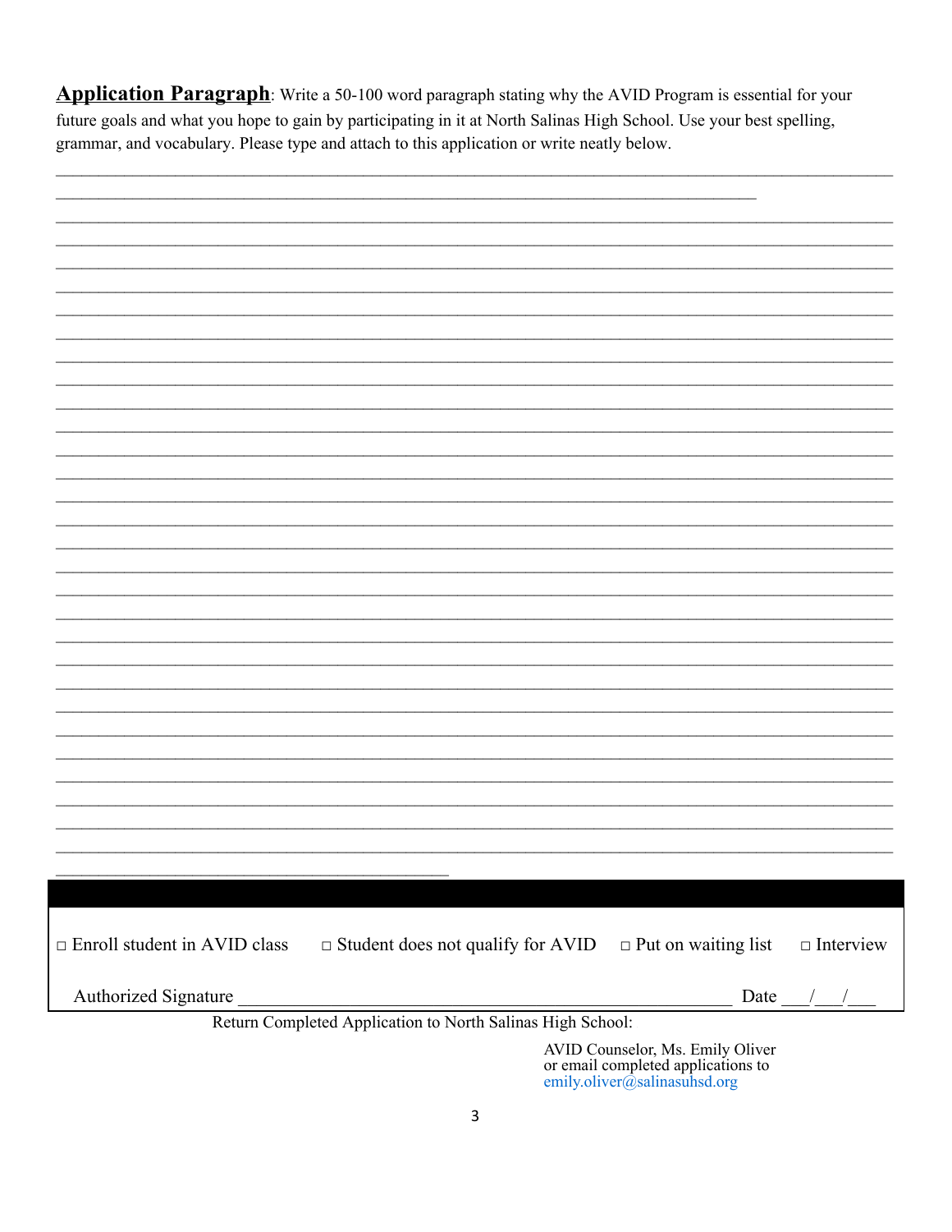**Application Paragraph**: Write a 50-100 word paragraph stating why the AVID Program is essential for your future goals and what you hope to gain by participating in it at North Salinas High School. Use your best spelling, grammar, and vocabulary. Please type and attach to this application or write neatly below.

______________________________________________________________________________________
______________________________________________________________________________________
______________________________________________________________________________________
______________________________________________________________________________________
______________________________________________________________________________________
______________________________________________________________________________________
______________________________________________________________________________________
______________________________________________________________________________________
______________________________________________________________________________________
______________________________________________________________________________________
______________________________________________________________________________________
______________________________________________________________________________________
______________________________________________________________________________________
______________________________________________________________________________________
______________________________________________________________________________________
______________________________________________________________________________________
______________________________________________________________________________________
______________________________________________________________________________________
______________________________________________________________________________________
______________________________________________________________________________________
______________________________________________________________________________________
______________________________________________________________________________________
______________________________________________________________________________________
______________________________________________________________________________________
______________________________________________________________________________________
______________________________________________________________________________________
______________________________________________________________________________________
______________________________________________________________________________________
______________________________________________________________________________________
________________________________________

□ Enroll student in AVID class □ Student does not qualify for AVID □ Put on waiting list □ Interview

Authorized Signature _______________________________________________ Date ___/___/___

Return Completed Application to North Salinas High School:

AVID Counselor, Ms. Emily Oliver
or email completed applications to
emily.oliver@salinasuhsd.org